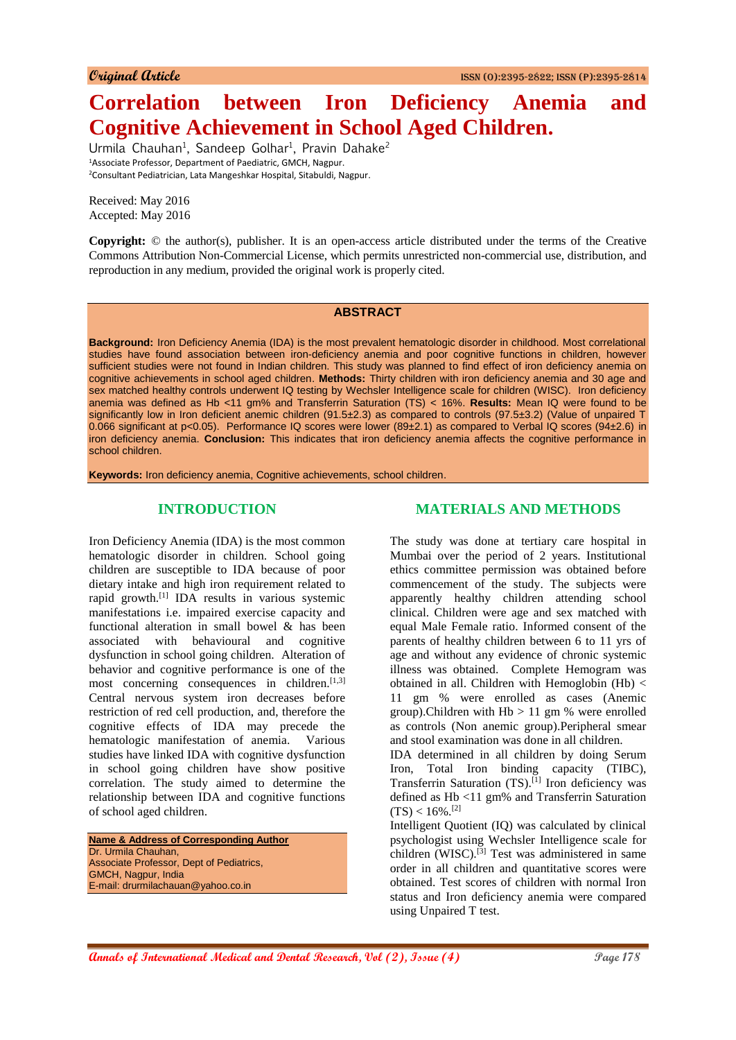Original Article

# Correlation between Iron Deficiency Anemia and Cognitive Achievement in School Aged Children.

Urmila Chauhan[1], Sandeep Golhar[1], Pravin Dahake[2]

[1]Associate Professor, Department of Paediatric, GMCH, Nagpur.
[2]Consultant Pediatrician, Lata Mangeshkar Hospital, Sitabuldi, Nagpur.

Received: May 2016
Accepted: May 2016

**Copyright:** © the author(s), publisher. It is an open-access article distributed under the terms of the Creative Commons Attribution Non-Commercial License, which permits unrestricted non-commercial use, distribution, and reproduction in any medium, provided the original work is properly cited.

## ABSTRACT

**Background:** Iron Deficiency Anemia (IDA) is the most prevalent hematologic disorder in childhood. Most correlational studies have found association between iron-deficiency anemia and poor cognitive functions in children, however sufficient studies were not found in Indian children. This study was planned to find effect of iron deficiency anemia on cognitive achievements in school aged children. **Methods:** Thirty children with iron deficiency anemia and 30 age and sex matched healthy controls underwent IQ testing by Wechsler Intelligence scale for children (WISC). Iron deficiency anemia was defined as Hb <11 gm% and Transferrin Saturation (TS) < 16%. **Results:** Mean IQ were found to be significantly low in Iron deficient anemic children (91.5±2.3) as compared to controls (97.5±3.2) (Value of unpaired T 0.066 significant at p<0.05). Performance IQ scores were lower (89±2.1) as compared to Verbal IQ scores (94±2.6) in iron deficiency anemia. **Conclusion:** This indicates that iron deficiency anemia affects the cognitive performance in school children.

**Keywords:** Iron deficiency anemia, Cognitive achievements, school children.

## INTRODUCTION

Iron Deficiency Anemia (IDA) is the most common hematologic disorder in children. School going children are susceptible to IDA because of poor dietary intake and high iron requirement related to rapid growth.[1] IDA results in various systemic manifestations i.e. impaired exercise capacity and functional alteration in small bowel & has been associated with behavioural and cognitive dysfunction in school going children. Alteration of behavior and cognitive performance is one of the most concerning consequences in children.[1,3] Central nervous system iron decreases before restriction of red cell production, and, therefore the cognitive effects of IDA may precede the hematologic manifestation of anemia. Various studies have linked IDA with cognitive dysfunction in school going children have show positive correlation. The study aimed to determine the relationship between IDA and cognitive functions of school aged children.

**Name & Address of Corresponding Author**
Dr. Urmila Chauhan,
Associate Professor, Dept of Pediatrics,
GMCH, Nagpur, India
E-mail: drurmilachauan@yahoo.co.in

## MATERIALS AND METHODS

The study was done at tertiary care hospital in Mumbai over the period of 2 years. Institutional ethics committee permission was obtained before commencement of the study. The subjects were apparently healthy children attending school clinical. Children were age and sex matched with equal Male Female ratio. Informed consent of the parents of healthy children between 6 to 11 yrs of age and without any evidence of chronic systemic illness was obtained. Complete Hemogram was obtained in all. Children with Hemoglobin (Hb) < 11 gm % were enrolled as cases (Anemic group).Children with Hb > 11 gm % were enrolled as controls (Non anemic group).Peripheral smear and stool examination was done in all children.

IDA determined in all children by doing Serum Iron, Total Iron binding capacity (TIBC), Transferrin Saturation (TS).[1] Iron deficiency was defined as Hb <11 gm% and Transferrin Saturation (TS) < 16%.[2]

Intelligent Quotient (IQ) was calculated by clinical psychologist using Wechsler Intelligence scale for children (WISC).[3] Test was administered in same order in all children and quantitative scores were obtained. Test scores of children with normal Iron status and Iron deficiency anemia were compared using Unpaired T test.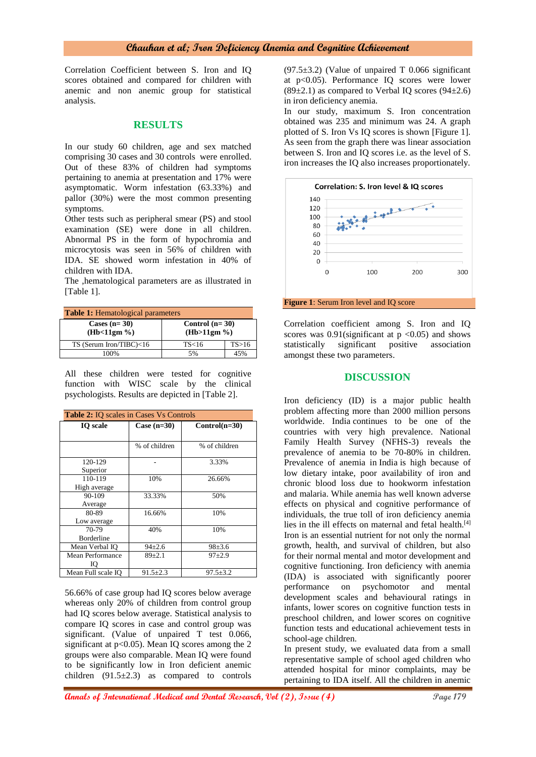Correlation Coefficient between S. Iron and IQ scores obtained and compared for children with anemic and non anemic group for statistical analysis.

## RESULTS

In our study 60 children, age and sex matched comprising 30 cases and 30 controls were enrolled. Out of these 83% of children had symptoms pertaining to anemia at presentation and 17% were asymptomatic. Worm infestation (63.33%) and pallor (30%) were the most common presenting symptoms.

Other tests such as peripheral smear (PS) and stool examination (SE) were done in all children. Abnormal PS in the form of hypochromia and microcytosis was seen in 56% of children with IDA. SE showed worm infestation in 40% of children with IDA.

The ,hematological parameters are as illustrated in [Table 1].

**Table 1:** Hematological parameters

| Cases (n= 30) (Hb<11gm %) | Control (n= 30) (Hb>11gm %) | |
|---|---|---|
| TS (Serum Iron/TIBC)<16 | TS<16 | TS>16 |
| 100% | 5% | 45% |

All these children were tested for cognitive function with WISC scale by the clinical psychologists. Results are depicted in [Table 2].

**Table 2:** IQ scales in Cases Vs Controls

| IQ scale | Case (n=30) | Control(n=30) |
|---|---|---|
| | % of children | % of children |
| 120-129 Superior | - | 3.33% |
| 110-119 High average | 10% | 26.66% |
| 90-109 Average | 33.33% | 50% |
| 80-89 Low average | 16.66% | 10% |
| 70-79 Borderline | 40% | 10% |
| Mean Verbal IQ | 94±2.6 | 98±3.6 |
| Mean Performance IQ | 89±2.1 | 97±2.9 |
| Mean Full scale IQ | 91.5±2.3 | 97.5±3.2 |

56.66% of case group had IQ scores below average whereas only 20% of children from control group had IQ scores below average. Statistical analysis to compare IQ scores in case and control group was significant. (Value of unpaired T test 0.066, significant at $p<0.05$). Mean IQ scores among the 2 groups were also comparable. Mean IQ were found to be significantly low in Iron deficient anemic children (91.5±2.3) as compared to controls (97.5±3.2) (Value of unpaired T 0.066 significant at $p<0.05$). Performance IQ scores were lower (89±2.1) as compared to Verbal IQ scores (94±2.6) in iron deficiency anemia.

In our study, maximum S. Iron concentration obtained was 235 and minimum was 24. A graph plotted of S. Iron Vs IQ scores is shown [Figure 1]. As seen from the graph there was linear association between S. Iron and IQ scores i.e. as the level of S. iron increases the IQ also increases proportionately.

**Figure 1**: Serum Iron level and IQ score

Correlation coefficient among S. Iron and IQ scores was 0.91(significant at $p<0.05$) and shows statistically significant positive association amongst these two parameters.

## DISCUSSION

Iron deficiency (ID) is a major public health problem affecting more than 2000 million persons worldwide. India continues to be one of the countries with very high prevalence. National Family Health Survey (NFHS-3) reveals the prevalence of anemia to be 70-80% in children. Prevalence of anemia in India is high because of low dietary intake, poor availability of iron and chronic blood loss due to hookworm infestation and malaria. While anemia has well known adverse effects on physical and cognitive performance of individuals, the true toll of iron deficiency anemia lies in the ill effects on maternal and fetal health.[4]

Iron is an essential nutrient for not only the normal growth, health, and survival of children, but also for their normal mental and motor development and cognitive functioning. Iron deficiency with anemia (IDA) is associated with significantly poorer performance on psychomotor and mental development scales and behavioural ratings in infants, lower scores on cognitive function tests in preschool children, and lower scores on cognitive function tests and educational achievement tests in school-age children.

In present study, we evaluated data from a small representative sample of school aged children who attended hospital for minor complaints, may be pertaining to IDA itself. All the children in anemic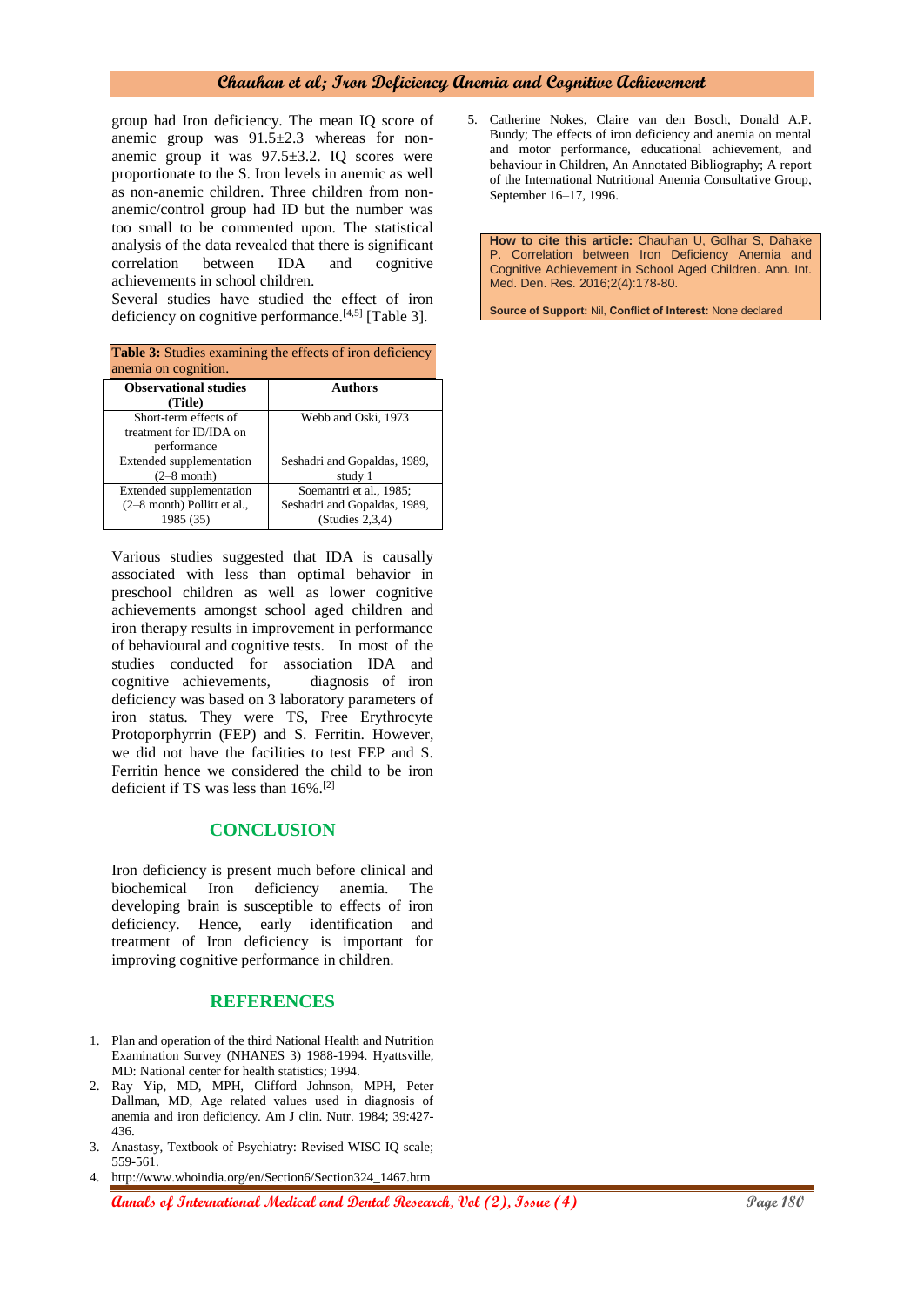group had Iron deficiency. The mean IQ score of anemic group was 91.5±2.3 whereas for non-anemic group it was 97.5±3.2. IQ scores were proportionate to the S. Iron levels in anemic as well as non-anemic children. Three children from non-anemic/control group had ID but the number was too small to be commented upon. The statistical analysis of the data revealed that there is significant correlation between IDA and cognitive achievements in school children.

Several studies have studied the effect of iron deficiency on cognitive performance.[4,5] [Table 3].

**Table 3:** Studies examining the effects of iron deficiency anemia on cognition.

| Observational studies (Title) | Authors |
|---|---|
| Short-term effects of treatment for ID/IDA on performance | Webb and Oski, 1973 |
| Extended supplementation (2–8 month) | Seshadri and Gopaldas, 1989, study 1 |
| Extended supplementation (2–8 month) Pollitt et al., 1985 (35) | Soemantri et al., 1985; Seshadri and Gopaldas, 1989, (Studies 2,3,4) |

Various studies suggested that IDA is causally associated with less than optimal behavior in preschool children as well as lower cognitive achievements amongst school aged children and iron therapy results in improvement in performance of behavioural and cognitive tests. In most of the studies conducted for association IDA and cognitive achievements, diagnosis of iron deficiency was based on 3 laboratory parameters of iron status. They were TS, Free Erythrocyte Protoporphyrrin (FEP) and S. Ferritin. However, we did not have the facilities to test FEP and S. Ferritin hence we considered the child to be iron deficient if TS was less than 16%.[2]

## CONCLUSION

Iron deficiency is present much before clinical and biochemical Iron deficiency anemia. The developing brain is susceptible to effects of iron deficiency. Hence, early identification and treatment of Iron deficiency is important for improving cognitive performance in children.

## REFERENCES

1. Plan and operation of the third National Health and Nutrition Examination Survey (NHANES 3) 1988-1994. Hyattsville, MD: National center for health statistics; 1994.
2. Ray Yip, MD, MPH, Clifford Johnson, MPH, Peter Dallman, MD, Age related values used in diagnosis of anemia and iron deficiency. Am J clin. Nutr. 1984; 39:427-436.
3. Anastasy, Textbook of Psychiatry: Revised WISC IQ scale; 559-561.
4. http://www.whoindia.org/en/Section6/Section324_1467.htm
5. Catherine Nokes, Claire van den Bosch, Donald A.P. Bundy; The effects of iron deficiency and anemia on mental and motor performance, educational achievement, and behaviour in Children, An Annotated Bibliography; A report of the International Nutritional Anemia Consultative Group, September 16–17, 1996.

**How to cite this article:** Chauhan U, Golhar S, Dahake P. Correlation between Iron Deficiency Anemia and Cognitive Achievement in School Aged Children. Ann. Int. Med. Den. Res. 2016;2(4):178-80.

**Source of Support:** Nil, **Conflict of Interest:** None declared